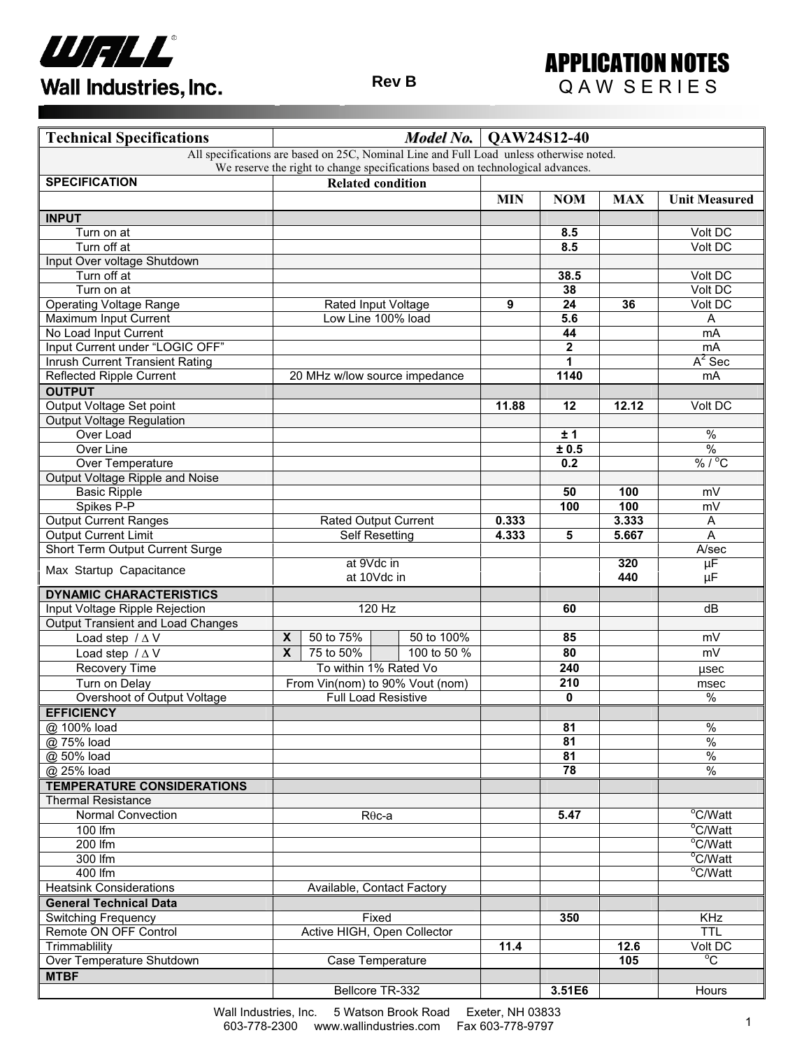# APPLICATION NOTES

## QAW SERIES

Wall Industries, Inc.

Rev B

| Technical Specifications | *Model No.* | QAW24S12-40 | | | |
|---|---|---|---|---|---|
| All specifications are based on 25C, Nominal Line and Full Load unless otherwise noted. We reserve the right to change specifications based on technological advances. | | | | | |
| **SPECIFICATION** | **Related condition** | | | | |
| | | **MIN** | **NOM** | **MAX** | **Unit Measured** |
| **INPUT** | | | | | |
| Turn on at | | | **8.5** | | Volt DC |
| Turn off at | | | **8.5** | | Volt DC |
| Input Over voltage Shutdown | | | | | |
| Turn off at | | | **38.5** | | Volt DC |
| Turn on at | | | **38** | | Volt DC |
| Operating Voltage Range | Rated Input Voltage | **9** | **24** | **36** | Volt DC |
| Maximum Input Current | Low Line 100% load | | **5.6** | | A |
| No Load Input Current | | | **44** | | mA |
| Input Current under "LOGIC OFF" | | | **2** | | mA |
| Inrush Current Transient Rating | | | **1** | | $A^2$ Sec |
| Reflected Ripple Current | 20 MHz w/low source impedance | | **1140** | | mA |
| **OUTPUT** | | | | | |
| Output Voltage Set point | | **11.88** | **12** | **12.12** | Volt DC |
| Output Voltage Regulation | | | | | |
| Over Load | | | **± 1** | | % |
| Over Line | | | **± 0.5** | | % |
| Over Temperature | | | **0.2** | | % / °C |
| Output Voltage Ripple and Noise | | | | | |
| Basic Ripple | | | **50** | **100** | mV |
| Spikes P-P | | | **100** | **100** | mV |
| Output Current Ranges | Rated Output Current | **0.333** | | **3.333** | A |
| Output Current Limit | Self Resetting | **4.333** | **5** | **5.667** | A |
| Short Term Output Current Surge | | | | | A/sec |
| Max Startup Capacitance | at 9Vdc in | | | **320** | µF |
| | at 10Vdc in | | | **440** | µF |
| **DYNAMIC CHARACTERISTICS** | | | | | |
| Input Voltage Ripple Rejection | 120 Hz | | **60** | | dB |
| Output Transient and Load Changes | | | | | |
| Load step / ∆ V | **X** 50 to 75% / 50 to 100% | | **85** | | mV |
| Load step / ∆ V | **X** 75 to 50% / 100 to 50 % | | **80** | | mV |
| Recovery Time | To within 1% Rated Vo | | **240** | | µsec |
| Turn on Delay | From Vin(nom) to 90% Vout (nom) | | **210** | | msec |
| Overshoot of Output Voltage | Full Load Resistive | | **0** | | % |
| **EFFICIENCY** | | | | | |
| @ 100% load | | | **81** | | % |
| @ 75% load | | | **81** | | % |
| @ 50% load | | | **81** | | % |
| @ 25% load | | | **78** | | % |
| **TEMPERATURE CONSIDERATIONS** | | | | | |
| Thermal Resistance | | | | | |
| Normal Convection | Rθc-a | | **5.47** | | °C/Watt |
| 100 lfm | | | | | °C/Watt |
| 200 lfm | | | | | °C/Watt |
| 300 lfm | | | | | °C/Watt |
| 400 lfm | | | | | °C/Watt |
| Heatsink Considerations | Available, Contact Factory | | | | |
| **General Technical Data** | | | | | |
| Switching Frequency | Fixed | | **350** | | KHz |
| Remote ON OFF Control | Active HIGH, Open Collector | | | | TTL |
| Trimmablility | | **11.4** | | **12.6** | Volt DC |
| Over Temperature Shutdown | Case Temperature | | | **105** | °C |
| **MTBF** | | | | | |
| | Bellcore TR-332 | | **3.51E6** | | Hours |

Wall Industries, Inc. 5 Watson Brook Road Exeter, NH 03833
603-778-2300 www.wallindustries.com Fax 603-778-9797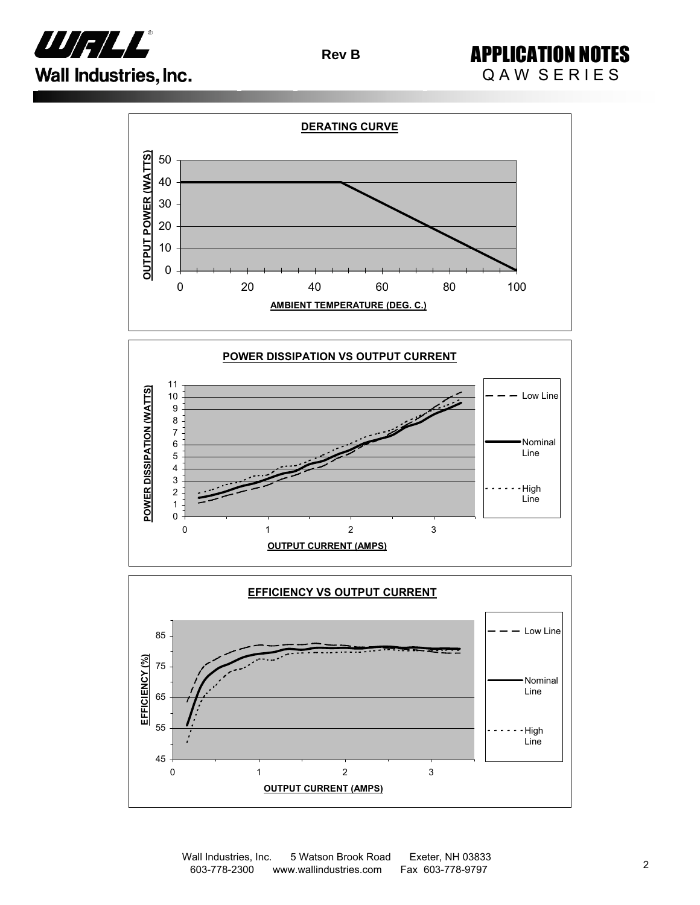## DERATING CURVE

OUTPUT POWER (WATTS)

50
40
30
20
10
0

0 20 40 60 80 100

AMBIENT TEMPERATURE (DEG. C.)

## POWER DISSIPATION VS OUTPUT CURRENT

POWER DISSIPATION (WATTS)

11 10 9 8 7 6 5 4 3 2 1 0

0 1 2 3

OUTPUT CURRENT (AMPS)

Low Line

Nominal Line

High Line

## EFFICIENCY VS OUTPUT CURRENT

EFFICIENCY (%)

85 75 65 55 45

0 1 2 3

OUTPUT CURRENT (AMPS)

Low Line

Nominal Line

High Line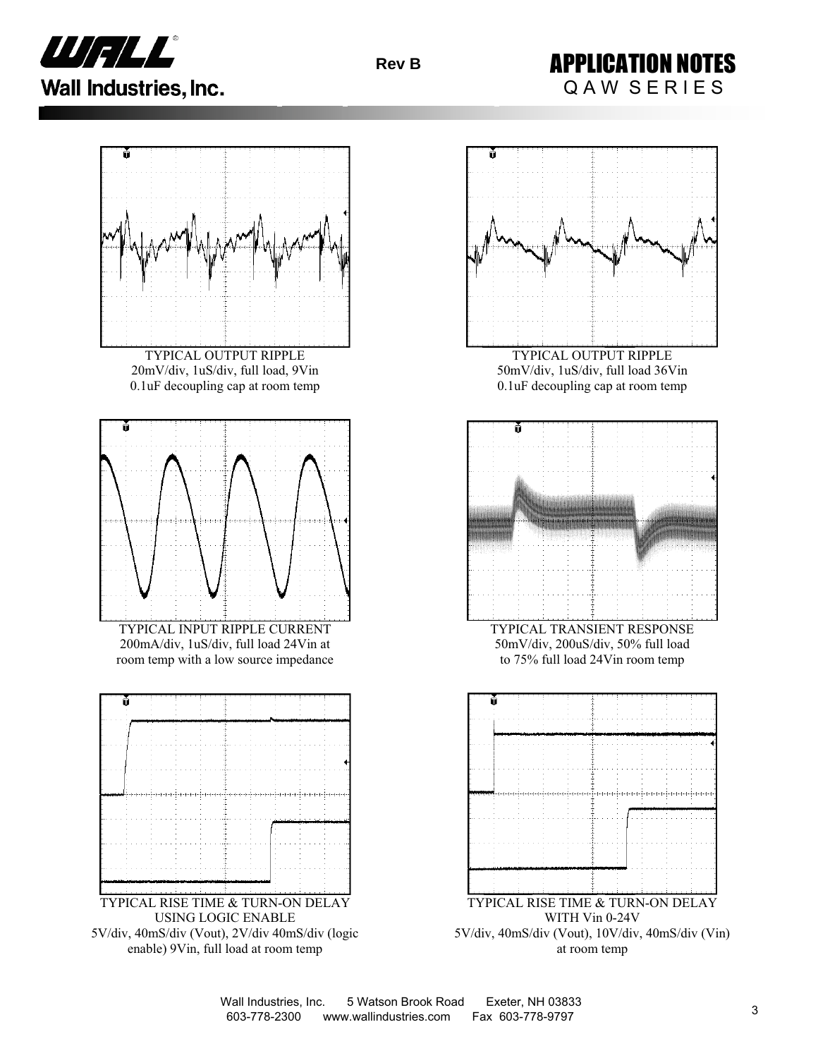TYPICAL OUTPUT RIPPLE
20mV/div, 1uS/div, full load, 9Vin
0.1uF decoupling cap at room temp

TYPICAL OUTPUT RIPPLE
50mV/div, 1uS/div, full load 36Vin
0.1uF decoupling cap at room temp

TYPICAL INPUT RIPPLE CURRENT
200mA/div, 1uS/div, full load 24Vin at
room temp with a low source impedance

TYPICAL TRANSIENT RESPONSE
50mV/div, 200uS/div, 50% full load
to 75% full load 24Vin room temp

TYPICAL RISE TIME & TURN-ON DELAY
USING LOGIC ENABLE
5V/div, 40mS/div (Vout), 2V/div 40mS/div (logic
enable) 9Vin, full load at room temp

TYPICAL RISE TIME & TURN-ON DELAY
WITH Vin 0-24V
5V/div, 40mS/div (Vout), 10V/div, 40mS/div (Vin)
at room temp